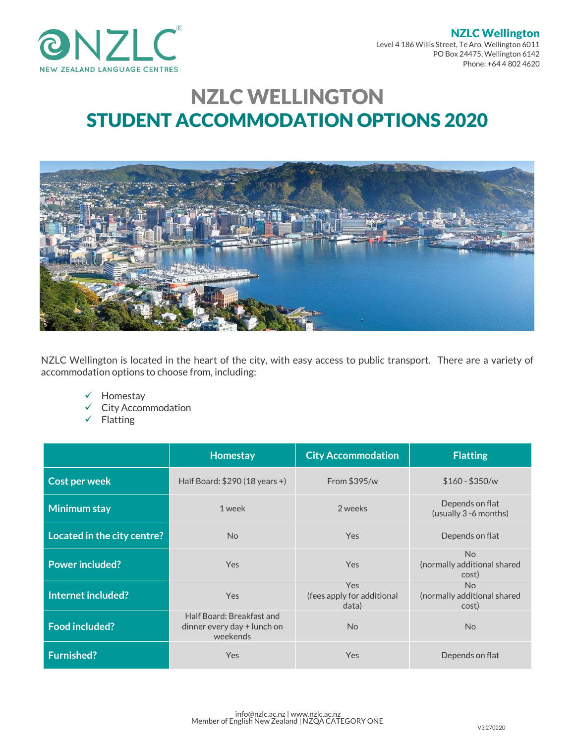**NZLC Wellington**
Level 4 186 Willis Street, Te Aro, Wellington 6011
PO Box 24475, Wellington 6142
Phone: +64 4 802 4620

# NZLC WELLINGTON
# STUDENT ACCOMMODATION OPTIONS 2020

NZLC Wellington is located in the heart of the city, with easy access to public transport. There are a variety of accommodation options to choose from, including:

- ✓ Homestay
- ✓ City Accommodation
- ✓ Flatting

| | Homestay | City Accommodation | Flatting |
|---|---|---|---|
| **Cost per week** | Half Board: $290 (18 years +) | From $395/w | $160 - $350/w |
| **Minimum stay** | 1 week | 2 weeks | Depends on flat (usually 3 -6 months) |
| **Located in the city centre?** | No | Yes | Depends on flat |
| **Power included?** | Yes | Yes | No (normally additional shared cost) |
| **Internet included?** | Yes | Yes (fees apply for additional data) | No (normally additional shared cost) |
| **Food included?** | Half Board: Breakfast and dinner every day + lunch on weekends | No | No |
| **Furnished?** | Yes | Yes | Depends on flat |

info@nzlc.ac.nz | www.nzlc.ac.nz
Member of English New Zealand | NZQA CATEGORY ONE

V3.270220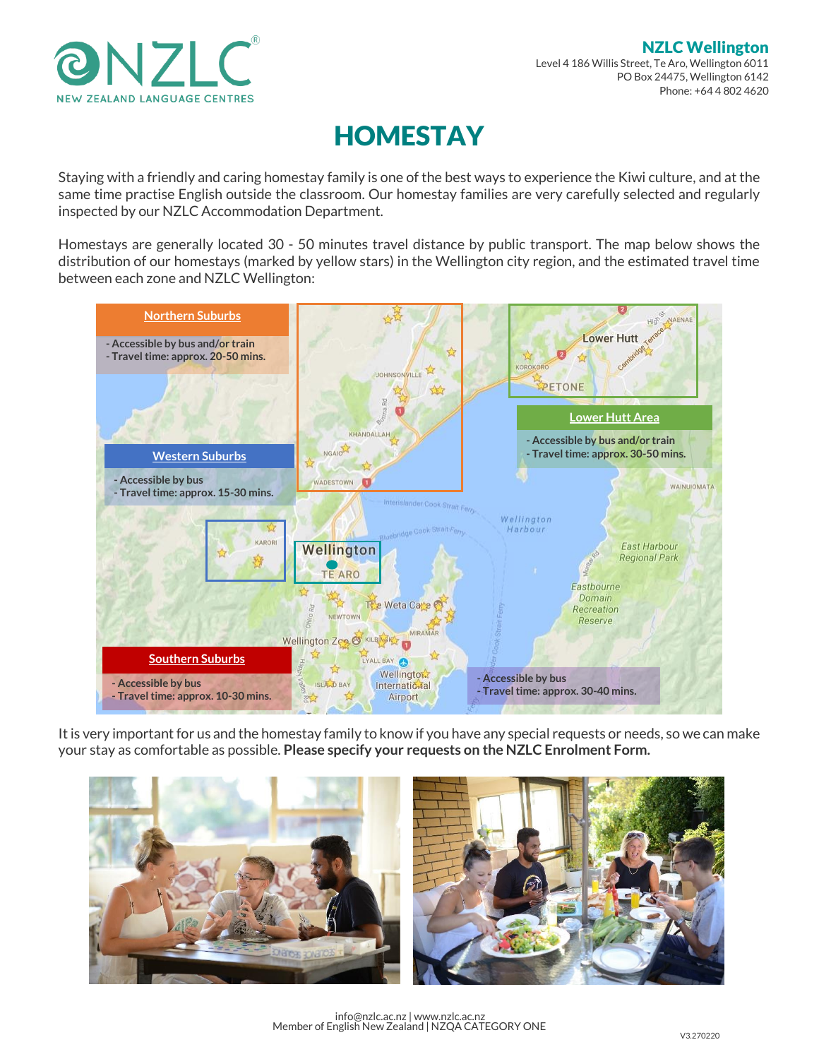NZLC NEW ZEALAND LANGUAGE CENTRES

**NZLC Wellington**
Level 4 186 Willis Street, Te Aro, Wellington 6011
PO Box 24475, Wellington 6142
Phone: +64 4 802 4620

# HOMESTAY

Staying with a friendly and caring homestay family is one of the best ways to experience the Kiwi culture, and at the same time practise English outside the classroom. Our homestay families are very carefully selected and regularly inspected by our NZLC Accommodation Department.

Homestays are generally located 30 - 50 minutes travel distance by public transport. The map below shows the distribution of our homestays (marked by yellow stars) in the Wellington city region, and the estimated travel time between each zone and NZLC Wellington:

**Northern Suburbs**
- Accessible by bus and/or train
- Travel time: approx. 20-50 mins.

**Lower Hutt Area**
- Accessible by bus and/or train
- Travel time: approx. 30-50 mins.

**Western Suburbs**
- Accessible by bus
- Travel time: approx. 15-30 mins.

**Southern Suburbs**
- Accessible by bus
- Travel time: approx. 10-30 mins.

- Accessible by bus
- Travel time: approx. 30-40 mins.

It is very important for us and the homestay family to know if you have any special requests or needs, so we can make your stay as comfortable as possible. **Please specify your requests on the NZLC Enrolment Form.**

info@nzlc.ac.nz | www.nzlc.ac.nz
Member of English New Zealand | NZQA CATEGORY ONE

V3.270220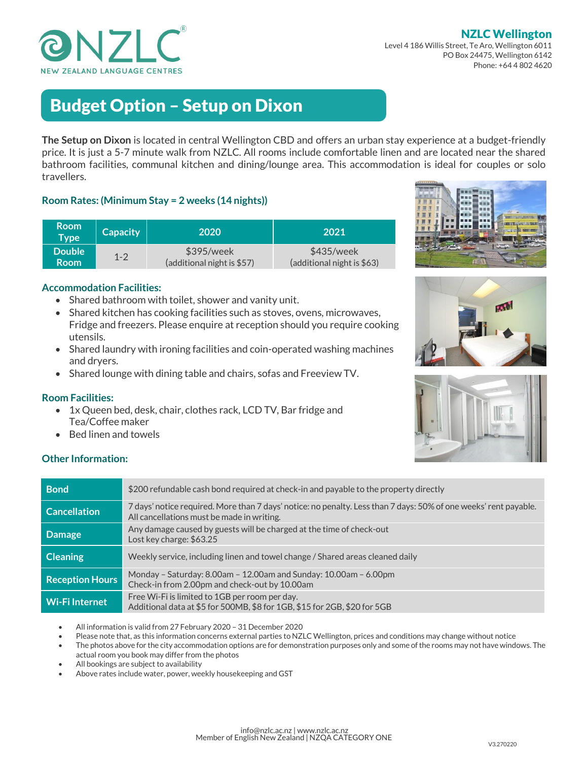NZLC NEW ZEALAND LANGUAGE CENTRES

**NZLC Wellington**
Level 4 186 Willis Street, Te Aro, Wellington 6011
PO Box 24475, Wellington 6142
Phone: +64 4 802 4620

# Budget Option – Setup on Dixon

**The Setup on Dixon** is located in central Wellington CBD and offers an urban stay experience at a budget-friendly price. It is just a 5-7 minute walk from NZLC. All rooms include comfortable linen and are located near the shared bathroom facilities, communal kitchen and dining/lounge area. This accommodation is ideal for couples or solo travellers.

### Room Rates: (Minimum Stay = 2 weeks (14 nights))

| Room Type | Capacity | 2020 | 2021 |
|---|---|---|---|
| Double Room | 1-2 | $395/week (additional night is $57) | $435/week (additional night is $63) |

### Accommodation Facilities:

- Shared bathroom with toilet, shower and vanity unit.
- Shared kitchen has cooking facilities such as stoves, ovens, microwaves, Fridge and freezers. Please enquire at reception should you require cooking utensils.
- Shared laundry with ironing facilities and coin-operated washing machines and dryers.
- Shared lounge with dining table and chairs, sofas and Freeview TV.

### Room Facilities:

- 1x Queen bed, desk, chair, clothes rack, LCD TV, Bar fridge and Tea/Coffee maker
- Bed linen and towels

### Other Information:

| | |
|---|---|
| **Bond** | $200 refundable cash bond required at check-in and payable to the property directly |
| **Cancellation** | 7 days' notice required. More than 7 days' notice: no penalty. Less than 7 days: 50% of one weeks' rent payable. All cancellations must be made in writing. |
| **Damage** | Any damage caused by guests will be charged at the time of check-out<br>Lost key charge: $63.25 |
| **Cleaning** | Weekly service, including linen and towel change / Shared areas cleaned daily |
| **Reception Hours** | Monday – Saturday: 8.00am – 12.00am and Sunday: 10.00am – 6.00pm<br>Check-in from 2.00pm and check-out by 10.00am |
| **Wi-Fi Internet** | Free Wi-Fi is limited to 1GB per room per day.<br>Additional data at $5 for 500MB, $8 for 1GB, $15 for 2GB, $20 for 5GB |

- All information is valid from 27 February 2020 – 31 December 2020
- Please note that, as this information concerns external parties to NZLC Wellington, prices and conditions may change without notice
- The photos above for the city accommodation options are for demonstration purposes only and some of the rooms may not have windows. The actual room you book may differ from the photos
- All bookings are subject to availability
- Above rates include water, power, weekly housekeeping and GST

info@nzlc.ac.nz | www.nzlc.ac.nz
Member of English New Zealand | NZQA CATEGORY ONE

V3.270220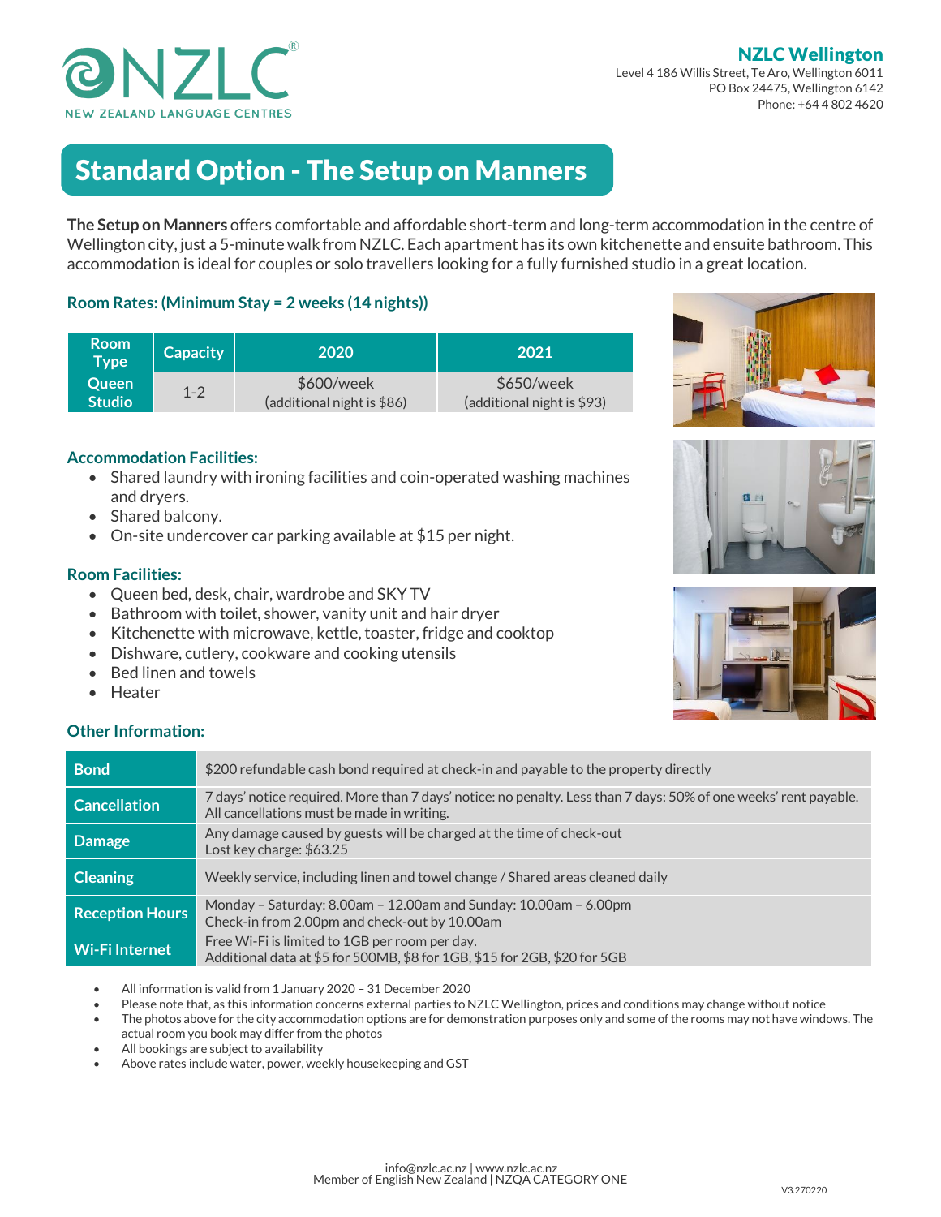**NZLC Wellington**
Level 4 186 Willis Street, Te Aro, Wellington 6011
PO Box 24475, Wellington 6142
Phone: +64 4 802 4620

# Standard Option - The Setup on Manners

**The Setup on Manners** offers comfortable and affordable short-term and long-term accommodation in the centre of Wellington city, just a 5-minute walk from NZLC. Each apartment has its own kitchenette and ensuite bathroom. This accommodation is ideal for couples or solo travellers looking for a fully furnished studio in a great location.

### Room Rates: (Minimum Stay = 2 weeks (14 nights))

| Room Type | Capacity | 2020 | 2021 |
|---|---|---|---|
| Queen Studio | 1-2 | $600/week (additional night is $86) | $650/week (additional night is $93) |

### Accommodation Facilities:

- Shared laundry with ironing facilities and coin-operated washing machines and dryers.
- Shared balcony.
- On-site undercover car parking available at $15 per night.

### Room Facilities:

- Queen bed, desk, chair, wardrobe and SKY TV
- Bathroom with toilet, shower, vanity unit and hair dryer
- Kitchenette with microwave, kettle, toaster, fridge and cooktop
- Dishware, cutlery, cookware and cooking utensils
- Bed linen and towels
- Heater

### Other Information:

| | |
|---|---|
| **Bond** | $200 refundable cash bond required at check-in and payable to the property directly |
| **Cancellation** | 7 days' notice required. More than 7 days' notice: no penalty. Less than 7 days: 50% of one weeks' rent payable. All cancellations must be made in writing. |
| **Damage** | Any damage caused by guests will be charged at the time of check-out<br>Lost key charge: $63.25 |
| **Cleaning** | Weekly service, including linen and towel change / Shared areas cleaned daily |
| **Reception Hours** | Monday – Saturday: 8.00am – 12.00am and Sunday: 10.00am – 6.00pm<br>Check-in from 2.00pm and check-out by 10.00am |
| **Wi-Fi Internet** | Free Wi-Fi is limited to 1GB per room per day.<br>Additional data at $5 for 500MB, $8 for 1GB, $15 for 2GB, $20 for 5GB |

- All information is valid from 1 January 2020 – 31 December 2020
- Please note that, as this information concerns external parties to NZLC Wellington, prices and conditions may change without notice
- The photos above for the city accommodation options are for demonstration purposes only and some of the rooms may not have windows. The actual room you book may differ from the photos
- All bookings are subject to availability
- Above rates include water, power, weekly housekeeping and GST

info@nzlc.ac.nz | www.nzlc.ac.nz
Member of English New Zealand | NZQA CATEGORY ONE

V3.270220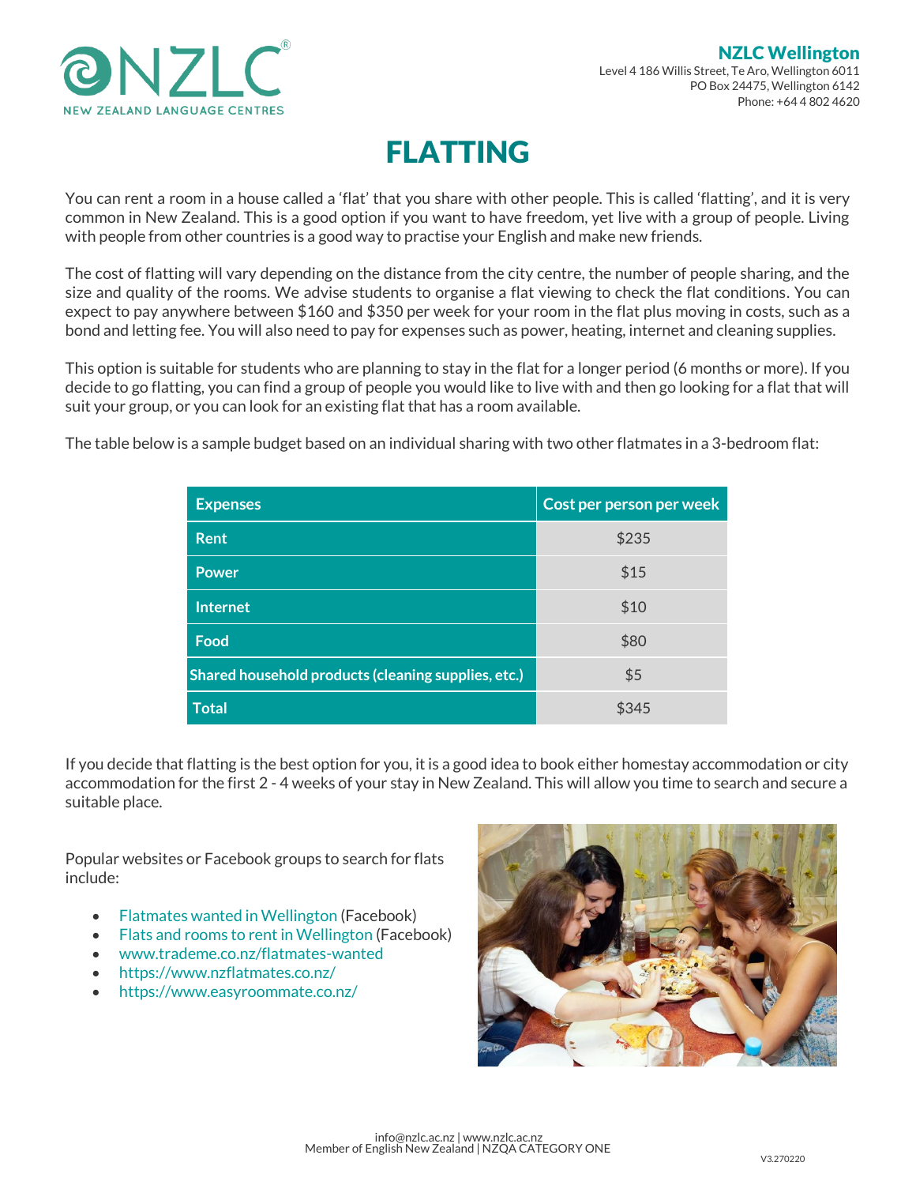NZLC Wellington
Level 4 186 Willis Street, Te Aro, Wellington 6011
PO Box 24475, Wellington 6142
Phone: +64 4 802 4620

# FLATTING

You can rent a room in a house called a 'flat' that you share with other people. This is called 'flatting', and it is very common in New Zealand. This is a good option if you want to have freedom, yet live with a group of people. Living with people from other countries is a good way to practise your English and make new friends.

The cost of flatting will vary depending on the distance from the city centre, the number of people sharing, and the size and quality of the rooms. We advise students to organise a flat viewing to check the flat conditions. You can expect to pay anywhere between $160 and $350 per week for your room in the flat plus moving in costs, such as a bond and letting fee. You will also need to pay for expenses such as power, heating, internet and cleaning supplies.

This option is suitable for students who are planning to stay in the flat for a longer period (6 months or more). If you decide to go flatting, you can find a group of people you would like to live with and then go looking for a flat that will suit your group, or you can look for an existing flat that has a room available.

The table below is a sample budget based on an individual sharing with two other flatmates in a 3-bedroom flat:

| Expenses | Cost per person per week |
| --- | --- |
| Rent | $235 |
| Power | $15 |
| Internet | $10 |
| Food | $80 |
| Shared household products (cleaning supplies, etc.) | $5 |
| Total | $345 |

If you decide that flatting is the best option for you, it is a good idea to book either homestay accommodation or city accommodation for the first 2 - 4 weeks of your stay in New Zealand. This will allow you time to search and secure a suitable place.

Popular websites or Facebook groups to search for flats include:

- Flatmates wanted in Wellington (Facebook)
- Flats and rooms to rent in Wellington (Facebook)
- www.trademe.co.nz/flatmates-wanted
- https://www.nzflatmates.co.nz/
- https://www.easyroommate.co.nz/

info@nzlc.ac.nz | www.nzlc.ac.nz
Member of English New Zealand | NZQA CATEGORY ONE